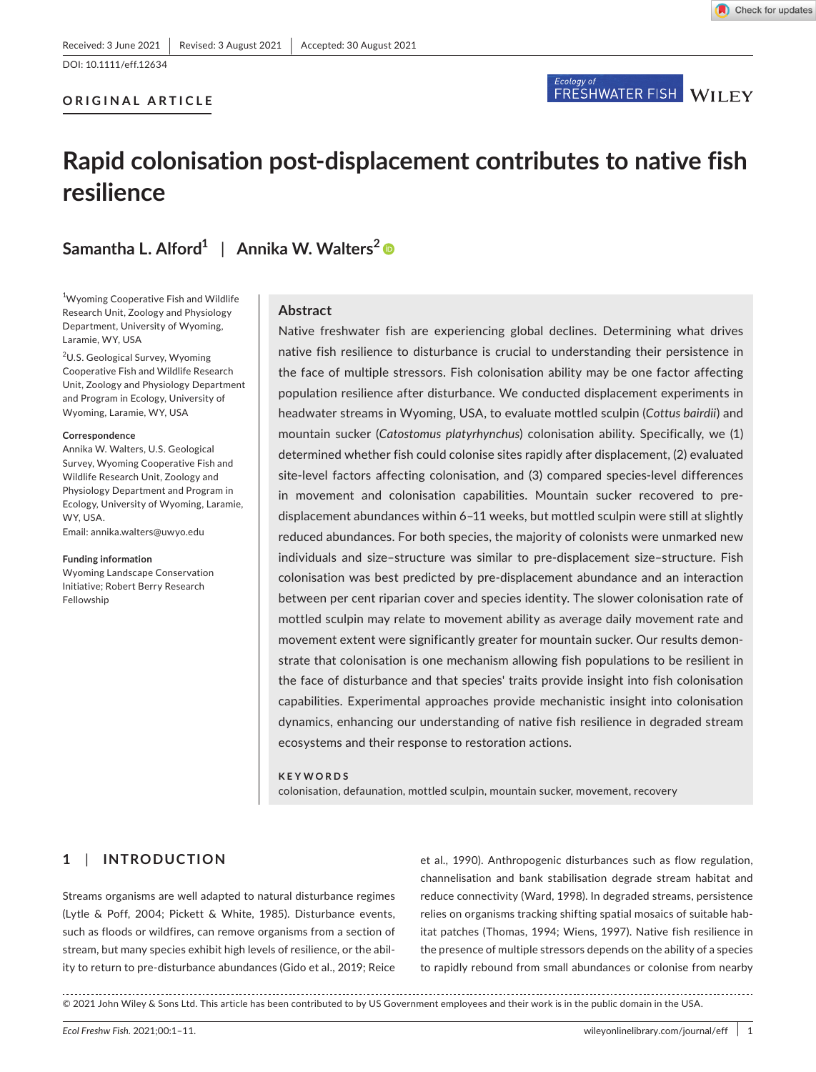Received: 3 June 2021 | Revised: 3 August 2021 | Accepted: 30 August 2021

DOI: 10.1111/eff.12634

**ORIGINAL ARTICLE**

# Rapid colonisation post-displacement contributes to native fish resilience

**Samantha L. Alford[1] | Annika W. Walters[2]**

[1]Wyoming Cooperative Fish and Wildlife Research Unit, Zoology and Physiology Department, University of Wyoming, Laramie, WY, USA

[2]U.S. Geological Survey, Wyoming Cooperative Fish and Wildlife Research Unit, Zoology and Physiology Department and Program in Ecology, University of Wyoming, Laramie, WY, USA

**Correspondence**
Annika W. Walters, U.S. Geological Survey, Wyoming Cooperative Fish and Wildlife Research Unit, Zoology and Physiology Department and Program in Ecology, University of Wyoming, Laramie, WY, USA.
Email: annika.walters@uwyo.edu

**Funding information**
Wyoming Landscape Conservation Initiative; Robert Berry Research Fellowship

## Abstract

Native freshwater fish are experiencing global declines. Determining what drives native fish resilience to disturbance is crucial to understanding their persistence in the face of multiple stressors. Fish colonisation ability may be one factor affecting population resilience after disturbance. We conducted displacement experiments in headwater streams in Wyoming, USA, to evaluate mottled sculpin (*Cottus bairdii*) and mountain sucker (*Catostomus platyrhynchus*) colonisation ability. Specifically, we (1) determined whether fish could colonise sites rapidly after displacement, (2) evaluated site-level factors affecting colonisation, and (3) compared species-level differences in movement and colonisation capabilities. Mountain sucker recovered to pre-displacement abundances within 6–11 weeks, but mottled sculpin were still at slightly reduced abundances. For both species, the majority of colonists were unmarked new individuals and size–structure was similar to pre-displacement size–structure. Fish colonisation was best predicted by pre-displacement abundance and an interaction between per cent riparian cover and species identity. The slower colonisation rate of mottled sculpin may relate to movement ability as average daily movement rate and movement extent were significantly greater for mountain sucker. Our results demonstrate that colonisation is one mechanism allowing fish populations to be resilient in the face of disturbance and that species' traits provide insight into fish colonisation capabilities. Experimental approaches provide mechanistic insight into colonisation dynamics, enhancing our understanding of native fish resilience in degraded stream ecosystems and their response to restoration actions.

**KEYWORDS**
colonisation, defaunation, mottled sculpin, mountain sucker, movement, recovery

## 1 | INTRODUCTION

Streams organisms are well adapted to natural disturbance regimes (Lytle & Poff, 2004; Pickett & White, 1985). Disturbance events, such as floods or wildfires, can remove organisms from a section of stream, but many species exhibit high levels of resilience, or the ability to return to pre-disturbance abundances (Gido et al., 2019; Reice et al., 1990). Anthropogenic disturbances such as flow regulation, channelisation and bank stabilisation degrade stream habitat and reduce connectivity (Ward, 1998). In degraded streams, persistence relies on organisms tracking shifting spatial mosaics of suitable habitat patches (Thomas, 1994; Wiens, 1997). Native fish resilience in the presence of multiple stressors depends on the ability of a species to rapidly rebound from small abundances or colonise from nearby

© 2021 John Wiley & Sons Ltd. This article has been contributed to by US Government employees and their work is in the public domain in the USA.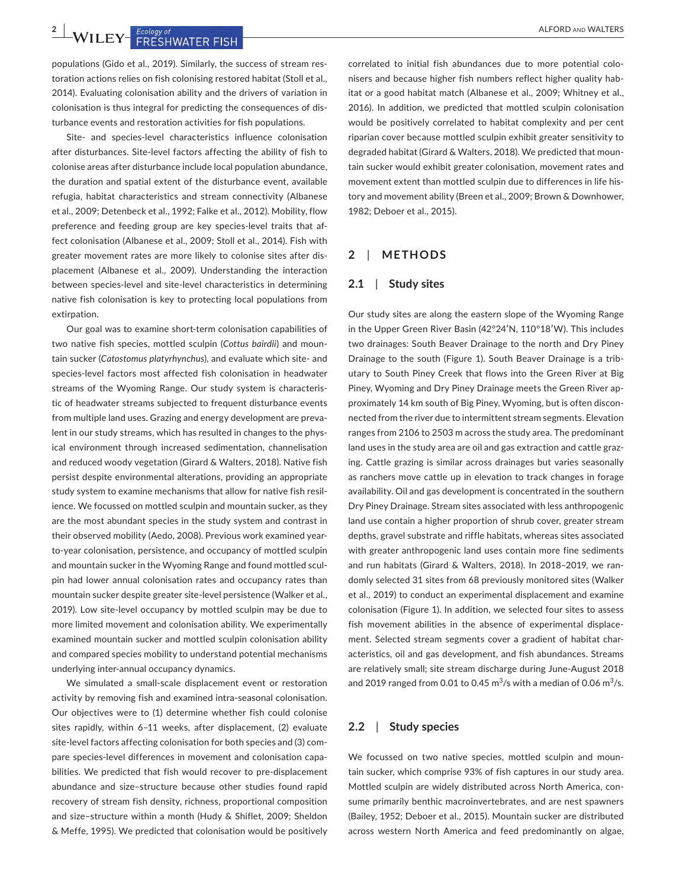populations (Gido et al., 2019). Similarly, the success of stream restoration actions relies on fish colonising restored habitat (Stoll et al., 2014). Evaluating colonisation ability and the drivers of variation in colonisation is thus integral for predicting the consequences of disturbance events and restoration activities for fish populations.

Site- and species-level characteristics influence colonisation after disturbances. Site-level factors affecting the ability of fish to colonise areas after disturbance include local population abundance, the duration and spatial extent of the disturbance event, available refugia, habitat characteristics and stream connectivity (Albanese et al., 2009; Detenbeck et al., 1992; Falke et al., 2012). Mobility, flow preference and feeding group are key species-level traits that affect colonisation (Albanese et al., 2009; Stoll et al., 2014). Fish with greater movement rates are more likely to colonise sites after displacement (Albanese et al., 2009). Understanding the interaction between species-level and site-level characteristics in determining native fish colonisation is key to protecting local populations from extirpation.

Our goal was to examine short-term colonisation capabilities of two native fish species, mottled sculpin (*Cottus bairdii*) and mountain sucker (*Catostomus platyrhynchus*), and evaluate which site- and species-level factors most affected fish colonisation in headwater streams of the Wyoming Range. Our study system is characteristic of headwater streams subjected to frequent disturbance events from multiple land uses. Grazing and energy development are prevalent in our study streams, which has resulted in changes to the physical environment through increased sedimentation, channelisation and reduced woody vegetation (Girard & Walters, 2018). Native fish persist despite environmental alterations, providing an appropriate study system to examine mechanisms that allow for native fish resilience. We focussed on mottled sculpin and mountain sucker, as they are the most abundant species in the study system and contrast in their observed mobility (Aedo, 2008). Previous work examined year-to-year colonisation, persistence, and occupancy of mottled sculpin and mountain sucker in the Wyoming Range and found mottled sculpin had lower annual colonisation rates and occupancy rates than mountain sucker despite greater site-level persistence (Walker et al., 2019). Low site-level occupancy by mottled sculpin may be due to more limited movement and colonisation ability. We experimentally examined mountain sucker and mottled sculpin colonisation ability and compared species mobility to understand potential mechanisms underlying inter-annual occupancy dynamics.

We simulated a small-scale displacement event or restoration activity by removing fish and examined intra-seasonal colonisation. Our objectives were to (1) determine whether fish could colonise sites rapidly, within 6–11 weeks, after displacement, (2) evaluate site-level factors affecting colonisation for both species and (3) compare species-level differences in movement and colonisation capabilities. We predicted that fish would recover to pre-displacement abundance and size–structure because other studies found rapid recovery of stream fish density, richness, proportional composition and size–structure within a month (Hudy & Shiflet, 2009; Sheldon & Meffe, 1995). We predicted that colonisation would be positively correlated to initial fish abundances due to more potential colonisers and because higher fish numbers reflect higher quality habitat or a good habitat match (Albanese et al., 2009; Whitney et al., 2016). In addition, we predicted that mottled sculpin colonisation would be positively correlated to habitat complexity and per cent riparian cover because mottled sculpin exhibit greater sensitivity to degraded habitat (Girard & Walters, 2018). We predicted that mountain sucker would exhibit greater colonisation, movement rates and movement extent than mottled sculpin due to differences in life history and movement ability (Breen et al., 2009; Brown & Downhower, 1982; Deboer et al., 2015).

## 2 | METHODS

### 2.1 | Study sites

Our study sites are along the eastern slope of the Wyoming Range in the Upper Green River Basin (42°24′N, 110°18′W). This includes two drainages: South Beaver Drainage to the north and Dry Piney Drainage to the south (Figure 1). South Beaver Drainage is a tributary to South Piney Creek that flows into the Green River at Big Piney, Wyoming and Dry Piney Drainage meets the Green River approximately 14 km south of Big Piney, Wyoming, but is often disconnected from the river due to intermittent stream segments. Elevation ranges from 2106 to 2503 m across the study area. The predominant land uses in the study area are oil and gas extraction and cattle grazing. Cattle grazing is similar across drainages but varies seasonally as ranchers move cattle up in elevation to track changes in forage availability. Oil and gas development is concentrated in the southern Dry Piney Drainage. Stream sites associated with less anthropogenic land use contain a higher proportion of shrub cover, greater stream depths, gravel substrate and riffle habitats, whereas sites associated with greater anthropogenic land uses contain more fine sediments and run habitats (Girard & Walters, 2018). In 2018–2019, we randomly selected 31 sites from 68 previously monitored sites (Walker et al., 2019) to conduct an experimental displacement and examine colonisation (Figure 1). In addition, we selected four sites to assess fish movement abilities in the absence of experimental displacement. Selected stream segments cover a gradient of habitat characteristics, oil and gas development, and fish abundances. Streams are relatively small; site stream discharge during June-August 2018 and 2019 ranged from 0.01 to 0.45 $m^3$/s with a median of 0.06 $m^3$/s.

### 2.2 | Study species

We focussed on two native species, mottled sculpin and mountain sucker, which comprise 93% of fish captures in our study area. Mottled sculpin are widely distributed across North America, consume primarily benthic macroinvertebrates, and are nest spawners (Bailey, 1952; Deboer et al., 2015). Mountain sucker are distributed across western North America and feed predominantly on algae,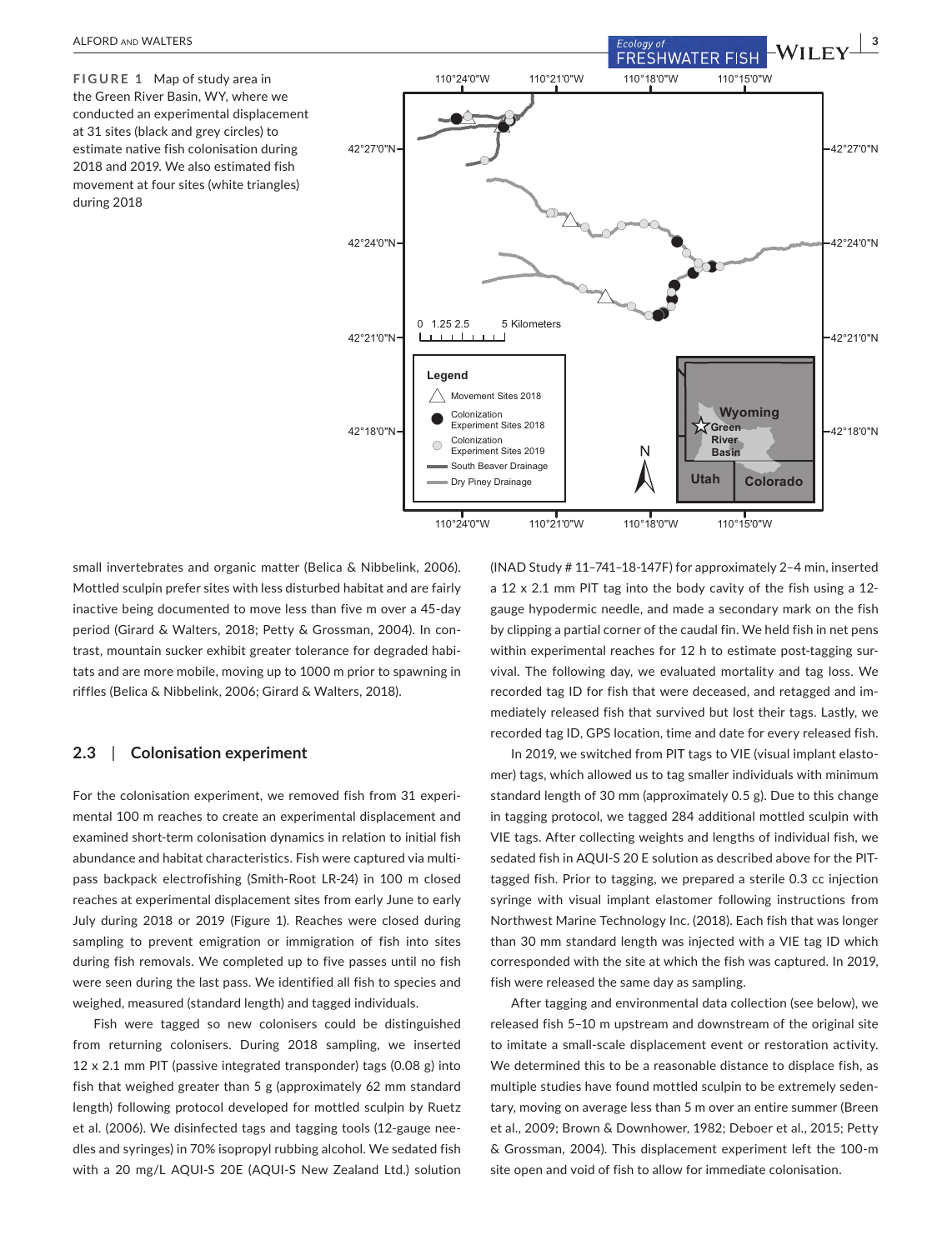**FIGURE 1** Map of study area in the Green River Basin, WY, where we conducted an experimental displacement at 31 sites (black and grey circles) to estimate native fish colonisation during 2018 and 2019. We also estimated fish movement at four sites (white triangles) during 2018

small invertebrates and organic matter (Belica & Nibbelink, 2006). Mottled sculpin prefer sites with less disturbed habitat and are fairly inactive being documented to move less than five m over a 45-day period (Girard & Walters, 2018; Petty & Grossman, 2004). In contrast, mountain sucker exhibit greater tolerance for degraded habitats and are more mobile, moving up to 1000 m prior to spawning in riffles (Belica & Nibbelink, 2006; Girard & Walters, 2018).

### 2.3 | Colonisation experiment

For the colonisation experiment, we removed fish from 31 experimental 100 m reaches to create an experimental displacement and examined short-term colonisation dynamics in relation to initial fish abundance and habitat characteristics. Fish were captured via multipass backpack electrofishing (Smith-Root LR-24) in 100 m closed reaches at experimental displacement sites from early June to early July during 2018 or 2019 (Figure 1). Reaches were closed during sampling to prevent emigration or immigration of fish into sites during fish removals. We completed up to five passes until no fish were seen during the last pass. We identified all fish to species and weighed, measured (standard length) and tagged individuals.

Fish were tagged so new colonisers could be distinguished from returning colonisers. During 2018 sampling, we inserted 12 x 2.1 mm PIT (passive integrated transponder) tags (0.08 g) into fish that weighed greater than 5 g (approximately 62 mm standard length) following protocol developed for mottled sculpin by Ruetz et al. (2006). We disinfected tags and tagging tools (12-gauge needles and syringes) in 70% isopropyl rubbing alcohol. We sedated fish with a 20 mg/L AQUI-S 20E (AQUI-S New Zealand Ltd.) solution (INAD Study # 11–741–18-147F) for approximately 2–4 min, inserted a 12 x 2.1 mm PIT tag into the body cavity of the fish using a 12-gauge hypodermic needle, and made a secondary mark on the fish by clipping a partial corner of the caudal fin. We held fish in net pens within experimental reaches for 12 h to estimate post-tagging survival. The following day, we evaluated mortality and tag loss. We recorded tag ID for fish that were deceased, and retagged and immediately released fish that survived but lost their tags. Lastly, we recorded tag ID, GPS location, time and date for every released fish.

In 2019, we switched from PIT tags to VIE (visual implant elastomer) tags, which allowed us to tag smaller individuals with minimum standard length of 30 mm (approximately 0.5 g). Due to this change in tagging protocol, we tagged 284 additional mottled sculpin with VIE tags. After collecting weights and lengths of individual fish, we sedated fish in AQUI-S 20 E solution as described above for the PIT-tagged fish. Prior to tagging, we prepared a sterile 0.3 cc injection syringe with visual implant elastomer following instructions from Northwest Marine Technology Inc. (2018). Each fish that was longer than 30 mm standard length was injected with a VIE tag ID which corresponded with the site at which the fish was captured. In 2019, fish were released the same day as sampling.

After tagging and environmental data collection (see below), we released fish 5–10 m upstream and downstream of the original site to imitate a small-scale displacement event or restoration activity. We determined this to be a reasonable distance to displace fish, as multiple studies have found mottled sculpin to be extremely sedentary, moving on average less than 5 m over an entire summer (Breen et al., 2009; Brown & Downhower, 1982; Deboer et al., 2015; Petty & Grossman, 2004). This displacement experiment left the 100-m site open and void of fish to allow for immediate colonisation.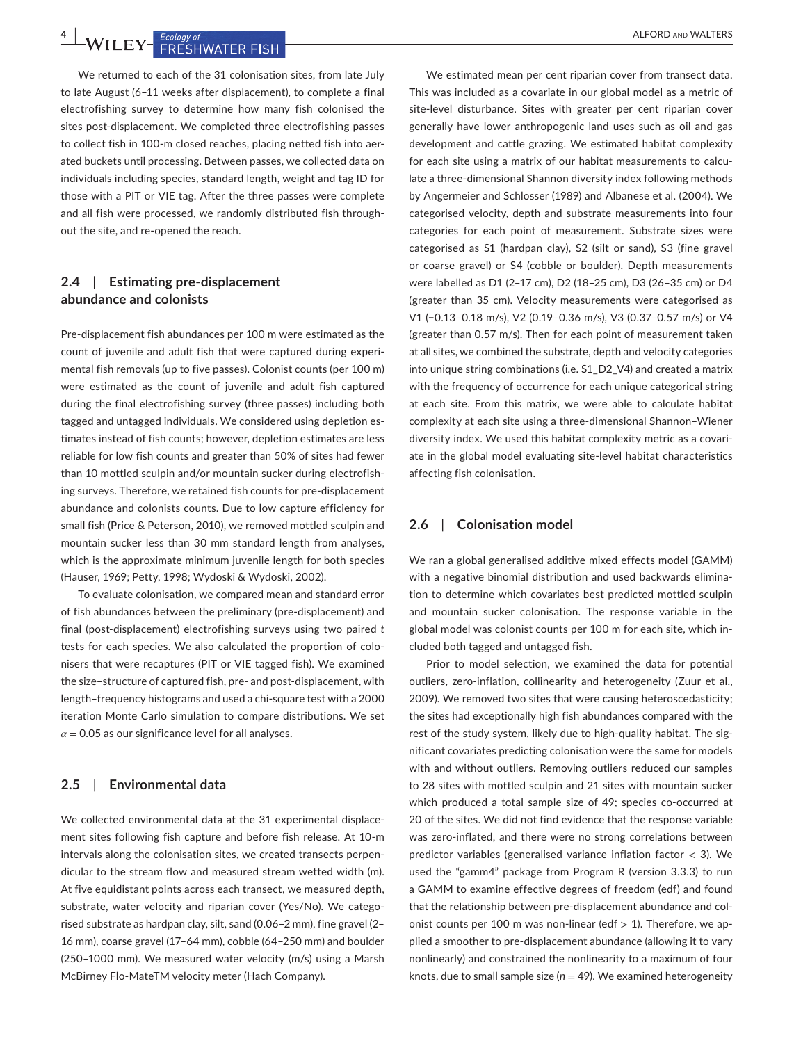We returned to each of the 31 colonisation sites, from late July to late August (6–11 weeks after displacement), to complete a final electrofishing survey to determine how many fish colonised the sites post-displacement. We completed three electrofishing passes to collect fish in 100-m closed reaches, placing netted fish into aerated buckets until processing. Between passes, we collected data on individuals including species, standard length, weight and tag ID for those with a PIT or VIE tag. After the three passes were complete and all fish were processed, we randomly distributed fish throughout the site, and re-opened the reach.

## 2.4 | Estimating pre-displacement abundance and colonists

Pre-displacement fish abundances per 100 m were estimated as the count of juvenile and adult fish that were captured during experimental fish removals (up to five passes). Colonist counts (per 100 m) were estimated as the count of juvenile and adult fish captured during the final electrofishing survey (three passes) including both tagged and untagged individuals. We considered using depletion estimates instead of fish counts; however, depletion estimates are less reliable for low fish counts and greater than 50% of sites had fewer than 10 mottled sculpin and/or mountain sucker during electrofishing surveys. Therefore, we retained fish counts for pre-displacement abundance and colonists counts. Due to low capture efficiency for small fish (Price & Peterson, 2010), we removed mottled sculpin and mountain sucker less than 30 mm standard length from analyses, which is the approximate minimum juvenile length for both species (Hauser, 1969; Petty, 1998; Wydoski & Wydoski, 2002).

To evaluate colonisation, we compared mean and standard error of fish abundances between the preliminary (pre-displacement) and final (post-displacement) electrofishing surveys using two paired *t* tests for each species. We also calculated the proportion of colonisers that were recaptures (PIT or VIE tagged fish). We examined the size–structure of captured fish, pre- and post-displacement, with length–frequency histograms and used a chi-square test with a 2000 iteration Monte Carlo simulation to compare distributions. We set $\alpha = 0.05$ as our significance level for all analyses.

## 2.5 | Environmental data

We collected environmental data at the 31 experimental displacement sites following fish capture and before fish release. At 10-m intervals along the colonisation sites, we created transects perpendicular to the stream flow and measured stream wetted width (m). At five equidistant points across each transect, we measured depth, substrate, water velocity and riparian cover (Yes/No). We categorised substrate as hardpan clay, silt, sand (0.06–2 mm), fine gravel (2–16 mm), coarse gravel (17–64 mm), cobble (64–250 mm) and boulder (250–1000 mm). We measured water velocity (m/s) using a Marsh McBirney Flo-MateTM velocity meter (Hach Company).

We estimated mean per cent riparian cover from transect data. This was included as a covariate in our global model as a metric of site-level disturbance. Sites with greater per cent riparian cover generally have lower anthropogenic land uses such as oil and gas development and cattle grazing. We estimated habitat complexity for each site using a matrix of our habitat measurements to calculate a three-dimensional Shannon diversity index following methods by Angermeier and Schlosser (1989) and Albanese et al. (2004). We categorised velocity, depth and substrate measurements into four categories for each point of measurement. Substrate sizes were categorised as S1 (hardpan clay), S2 (silt or sand), S3 (fine gravel or coarse gravel) or S4 (cobble or boulder). Depth measurements were labelled as D1 (2–17 cm), D2 (18–25 cm), D3 (26–35 cm) or D4 (greater than 35 cm). Velocity measurements were categorised as V1 (−0.13–0.18 m/s), V2 (0.19–0.36 m/s), V3 (0.37–0.57 m/s) or V4 (greater than 0.57 m/s). Then for each point of measurement taken at all sites, we combined the substrate, depth and velocity categories into unique string combinations (i.e. S1_D2_V4) and created a matrix with the frequency of occurrence for each unique categorical string at each site. From this matrix, we were able to calculate habitat complexity at each site using a three-dimensional Shannon–Wiener diversity index. We used this habitat complexity metric as a covariate in the global model evaluating site-level habitat characteristics affecting fish colonisation.

## 2.6 | Colonisation model

We ran a global generalised additive mixed effects model (GAMM) with a negative binomial distribution and used backwards elimination to determine which covariates best predicted mottled sculpin and mountain sucker colonisation. The response variable in the global model was colonist counts per 100 m for each site, which included both tagged and untagged fish.

Prior to model selection, we examined the data for potential outliers, zero-inflation, collinearity and heterogeneity (Zuur et al., 2009). We removed two sites that were causing heteroscedasticity; the sites had exceptionally high fish abundances compared with the rest of the study system, likely due to high-quality habitat. The significant covariates predicting colonisation were the same for models with and without outliers. Removing outliers reduced our samples to 28 sites with mottled sculpin and 21 sites with mountain sucker which produced a total sample size of 49; species co-occurred at 20 of the sites. We did not find evidence that the response variable was zero-inflated, and there were no strong correlations between predictor variables (generalised variance inflation factor $< 3$). We used the "gamm4" package from Program R (version 3.3.3) to run a GAMM to examine effective degrees of freedom (edf) and found that the relationship between pre-displacement abundance and colonist counts per 100 m was non-linear (edf $> 1$). Therefore, we applied a smoother to pre-displacement abundance (allowing it to vary nonlinearly) and constrained the nonlinearity to a maximum of four knots, due to small sample size ($n = 49$). We examined heterogeneity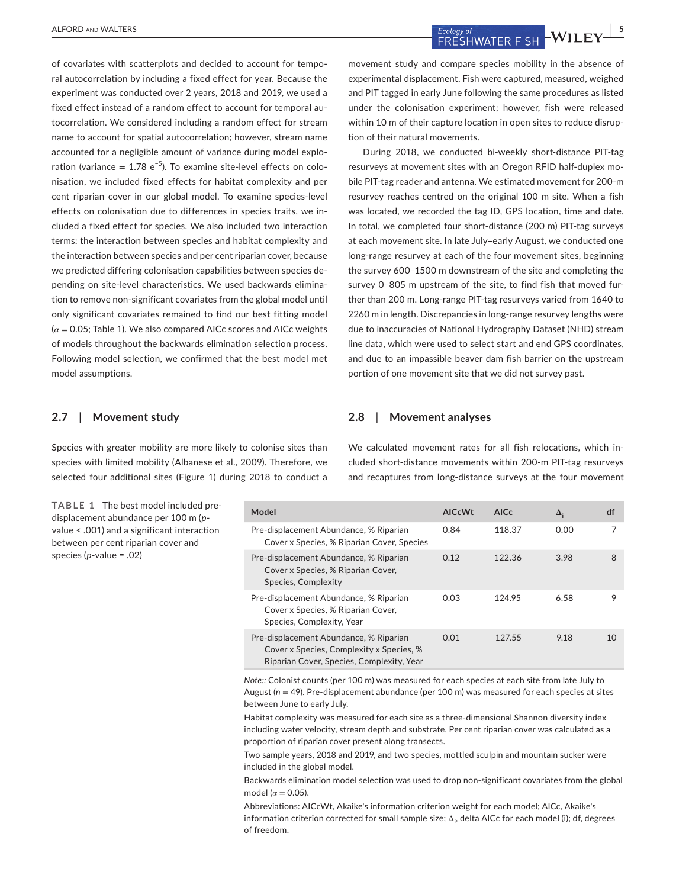of covariates with scatterplots and decided to account for temporal autocorrelation by including a fixed effect for year. Because the experiment was conducted over 2 years, 2018 and 2019, we used a fixed effect instead of a random effect to account for temporal autocorrelation. We considered including a random effect for stream name to account for spatial autocorrelation; however, stream name accounted for a negligible amount of variance during model exploration (variance = 1.78 $e^{-5}$). To examine site-level effects on colonisation, we included fixed effects for habitat complexity and per cent riparian cover in our global model. To examine species-level effects on colonisation due to differences in species traits, we included a fixed effect for species. We also included two interaction terms: the interaction between species and habitat complexity and the interaction between species and per cent riparian cover, because we predicted differing colonisation capabilities between species depending on site-level characteristics. We used backwards elimination to remove non-significant covariates from the global model until only significant covariates remained to find our best fitting model ($\alpha = 0.05$; Table 1). We also compared AICc scores and AICc weights of models throughout the backwards elimination selection process. Following model selection, we confirmed that the best model met model assumptions.

## 2.7 | Movement study

Species with greater mobility are more likely to colonise sites than species with limited mobility (Albanese et al., 2009). Therefore, we selected four additional sites (Figure 1) during 2018 to conduct a movement study and compare species mobility in the absence of experimental displacement. Fish were captured, measured, weighed and PIT tagged in early June following the same procedures as listed under the colonisation experiment; however, fish were released within 10 m of their capture location in open sites to reduce disruption of their natural movements.

During 2018, we conducted bi-weekly short-distance PIT-tag resurveys at movement sites with an Oregon RFID half-duplex mobile PIT-tag reader and antenna. We estimated movement for 200-m resurvey reaches centred on the original 100 m site. When a fish was located, we recorded the tag ID, GPS location, time and date. In total, we completed four short-distance (200 m) PIT-tag surveys at each movement site. In late July–early August, we conducted one long-range resurvey at each of the four movement sites, beginning the survey 600–1500 m downstream of the site and completing the survey 0–805 m upstream of the site, to find fish that moved further than 200 m. Long-range PIT-tag resurveys varied from 1640 to 2260 m in length. Discrepancies in long-range resurvey lengths were due to inaccuracies of National Hydrography Dataset (NHD) stream line data, which were used to select start and end GPS coordinates, and due to an impassible beaver dam fish barrier on the upstream portion of one movement site that we did not survey past.

## 2.8 | Movement analyses

We calculated movement rates for all fish relocations, which included short-distance movements within 200-m PIT-tag resurveys and recaptures from long-distance surveys at the four movement

**TABLE 1** The best model included pre-displacement abundance per 100 m (*p*-value < .001) and a significant interaction between per cent riparian cover and species (*p*-value = .02)

| Model | AICcWt | AICc | $\Delta_i$ | df |
|---|---|---|---|---|
| Pre-displacement Abundance, % Riparian Cover x Species, % Riparian Cover, Species | 0.84 | 118.37 | 0.00 | 7 |
| Pre-displacement Abundance, % Riparian Cover x Species, % Riparian Cover, Species, Complexity | 0.12 | 122.36 | 3.98 | 8 |
| Pre-displacement Abundance, % Riparian Cover x Species, % Riparian Cover, Species, Complexity, Year | 0.03 | 124.95 | 6.58 | 9 |
| Pre-displacement Abundance, % Riparian Cover x Species, Complexity x Species, % Riparian Cover, Species, Complexity, Year | 0.01 | 127.55 | 9.18 | 10 |

*Note:*: Colonist counts (per 100 m) was measured for each species at each site from late July to August ($n = 49$). Pre-displacement abundance (per 100 m) was measured for each species at sites between June to early July.

Habitat complexity was measured for each site as a three-dimensional Shannon diversity index including water velocity, stream depth and substrate. Per cent riparian cover was calculated as a proportion of riparian cover present along transects.

Two sample years, 2018 and 2019, and two species, mottled sculpin and mountain sucker were included in the global model.

Backwards elimination model selection was used to drop non-significant covariates from the global model ($\alpha = 0.05$).

Abbreviations: AICcWt, Akaike's information criterion weight for each model; AICc, Akaike's information criterion corrected for small sample size; $\Delta_i$, delta AICc for each model (i); df, degrees of freedom.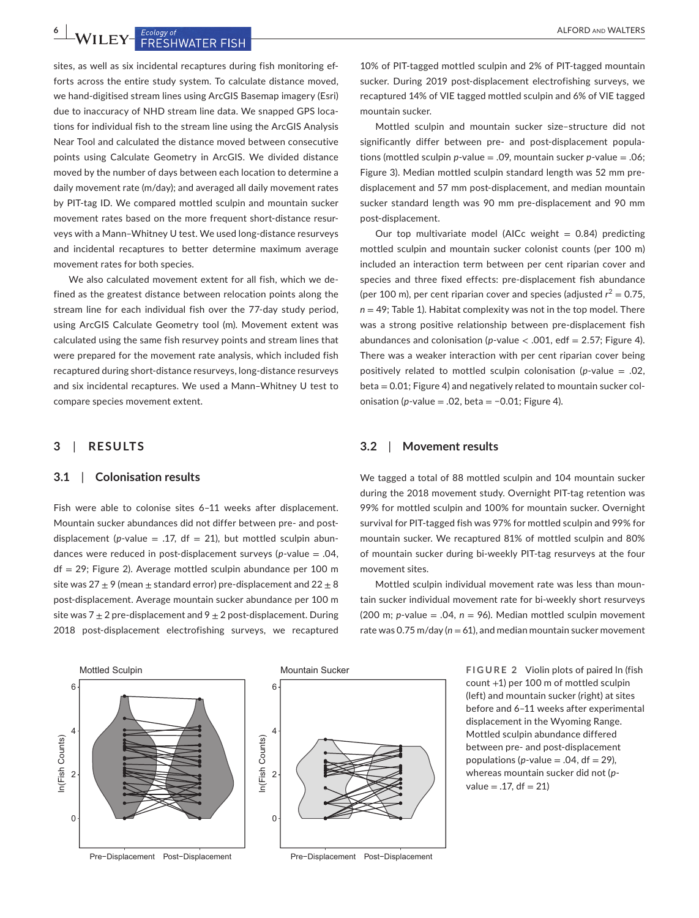sites, as well as six incidental recaptures during fish monitoring efforts across the entire study system. To calculate distance moved, we hand-digitised stream lines using ArcGIS Basemap imagery (Esri) due to inaccuracy of NHD stream line data. We snapped GPS locations for individual fish to the stream line using the ArcGIS Analysis Near Tool and calculated the distance moved between consecutive points using Calculate Geometry in ArcGIS. We divided distance moved by the number of days between each location to determine a daily movement rate (m/day); and averaged all daily movement rates by PIT-tag ID. We compared mottled sculpin and mountain sucker movement rates based on the more frequent short-distance resurveys with a Mann–Whitney U test. We used long-distance resurveys and incidental recaptures to better determine maximum average movement rates for both species.

We also calculated movement extent for all fish, which we defined as the greatest distance between relocation points along the stream line for each individual fish over the 77-day study period, using ArcGIS Calculate Geometry tool (m). Movement extent was calculated using the same fish resurvey points and stream lines that were prepared for the movement rate analysis, which included fish recaptured during short-distance resurveys, long-distance resurveys and six incidental recaptures. We used a Mann–Whitney U test to compare species movement extent.

## 3 | RESULTS

### 3.1 | Colonisation results

Fish were able to colonise sites 6–11 weeks after displacement. Mountain sucker abundances did not differ between pre- and post-displacement (*p*-value = .17, df = 21), but mottled sculpin abundances were reduced in post-displacement surveys (*p*-value = .04, df = 29; Figure 2). Average mottled sculpin abundance per 100 m site was 27 ± 9 (mean ± standard error) pre-displacement and 22 ± 8 post-displacement. Average mountain sucker abundance per 100 m site was 7 ± 2 pre-displacement and 9 ± 2 post-displacement. During 2018 post-displacement electrofishing surveys, we recaptured 10% of PIT-tagged mottled sculpin and 2% of PIT-tagged mountain sucker. During 2019 post-displacement electrofishing surveys, we recaptured 14% of VIE tagged mottled sculpin and 6% of VIE tagged mountain sucker.

Mottled sculpin and mountain sucker size–structure did not significantly differ between pre- and post-displacement populations (mottled sculpin *p*-value = .09, mountain sucker *p*-value = .06; Figure 3). Median mottled sculpin standard length was 52 mm pre-displacement and 57 mm post-displacement, and median mountain sucker standard length was 90 mm pre-displacement and 90 mm post-displacement.

Our top multivariate model (AICc weight = 0.84) predicting mottled sculpin and mountain sucker colonist counts (per 100 m) included an interaction term between per cent riparian cover and species and three fixed effects: pre-displacement fish abundance (per 100 m), per cent riparian cover and species (adjusted $r^2$ = 0.75, $n$ = 49; Table 1). Habitat complexity was not in the top model. There was a strong positive relationship between pre-displacement fish abundances and colonisation (*p*-value < .001, edf = 2.57; Figure 4). There was a weaker interaction with per cent riparian cover being positively related to mottled sculpin colonisation (*p*-value = .02, beta = 0.01; Figure 4) and negatively related to mountain sucker colonisation (*p*-value = .02, beta = −0.01; Figure 4).

### 3.2 | Movement results

We tagged a total of 88 mottled sculpin and 104 mountain sucker during the 2018 movement study. Overnight PIT-tag retention was 99% for mottled sculpin and 100% for mountain sucker. Overnight survival for PIT-tagged fish was 97% for mottled sculpin and 99% for mountain sucker. We recaptured 81% of mottled sculpin and 80% of mountain sucker during bi-weekly PIT-tag resurveys at the four movement sites.

Mottled sculpin individual movement rate was less than mountain sucker individual movement rate for bi-weekly short resurveys (200 m; *p*-value = .04, $n$ = 96). Median mottled sculpin movement rate was 0.75 m/day ($n$ = 61), and median mountain sucker movement

**FIGURE 2** Violin plots of paired ln (fish count +1) per 100 m of mottled sculpin (left) and mountain sucker (right) at sites before and 6–11 weeks after experimental displacement in the Wyoming Range. Mottled sculpin abundance differed between pre- and post-displacement populations (*p*-value = .04, df = 29), whereas mountain sucker did not (*p*-value = .17, df = 21)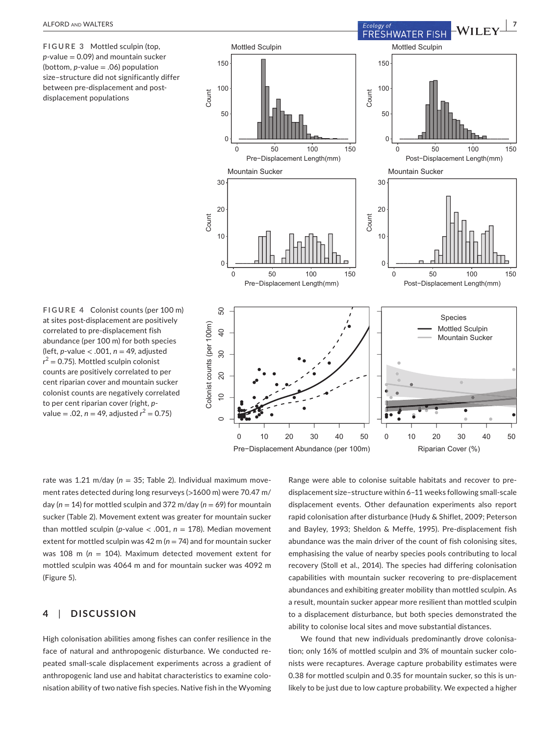**FIGURE 3** Mottled sculpin (top, $p$-value = 0.09) and mountain sucker (bottom, $p$-value = .06) population size–structure did not significantly differ between pre-displacement and post-displacement populations

**FIGURE 4** Colonist counts (per 100 m) at sites post-displacement are positively correlated to pre-displacement fish abundance (per 100 m) for both species (left, $p$-value < .001, $n$ = 49, adjusted $r^2$ = 0.75). Mottled sculpin colonist counts are positively correlated to per cent riparian cover and mountain sucker colonist counts are negatively correlated to per cent riparian cover (right, $p$-value = .02, $n$ = 49, adjusted $r^2$ = 0.75)

rate was 1.21 m/day ($n$ = 35; Table 2). Individual maximum movement rates detected during long resurveys (>1600 m) were 70.47 m/day ($n$ = 14) for mottled sculpin and 372 m/day ($n$ = 69) for mountain sucker (Table 2). Movement extent was greater for mountain sucker than mottled sculpin ($p$-value < .001, $n$ = 178). Median movement extent for mottled sculpin was 42 m ($n$ = 74) and for mountain sucker was 108 m ($n$ = 104). Maximum detected movement extent for mottled sculpin was 4064 m and for mountain sucker was 4092 m (Figure 5).

## 4 | DISCUSSION

High colonisation abilities among fishes can confer resilience in the face of natural and anthropogenic disturbance. We conducted repeated small-scale displacement experiments across a gradient of anthropogenic land use and habitat characteristics to examine colonisation ability of two native fish species. Native fish in the Wyoming Range were able to colonise suitable habitats and recover to pre-displacement size–structure within 6–11 weeks following small-scale displacement events. Other defaunation experiments also report rapid colonisation after disturbance (Hudy & Shiflet, 2009; Peterson and Bayley, 1993; Sheldon & Meffe, 1995). Pre-displacement fish abundance was the main driver of the count of fish colonising sites, emphasising the value of nearby species pools contributing to local recovery (Stoll et al., 2014). The species had differing colonisation capabilities with mountain sucker recovering to pre-displacement abundances and exhibiting greater mobility than mottled sculpin. As a result, mountain sucker appear more resilient than mottled sculpin to a displacement disturbance, but both species demonstrated the ability to colonise local sites and move substantial distances.

We found that new individuals predominantly drove colonisation; only 16% of mottled sculpin and 3% of mountain sucker colonists were recaptures. Average capture probability estimates were 0.38 for mottled sculpin and 0.35 for mountain sucker, so this is unlikely to be just due to low capture probability. We expected a higher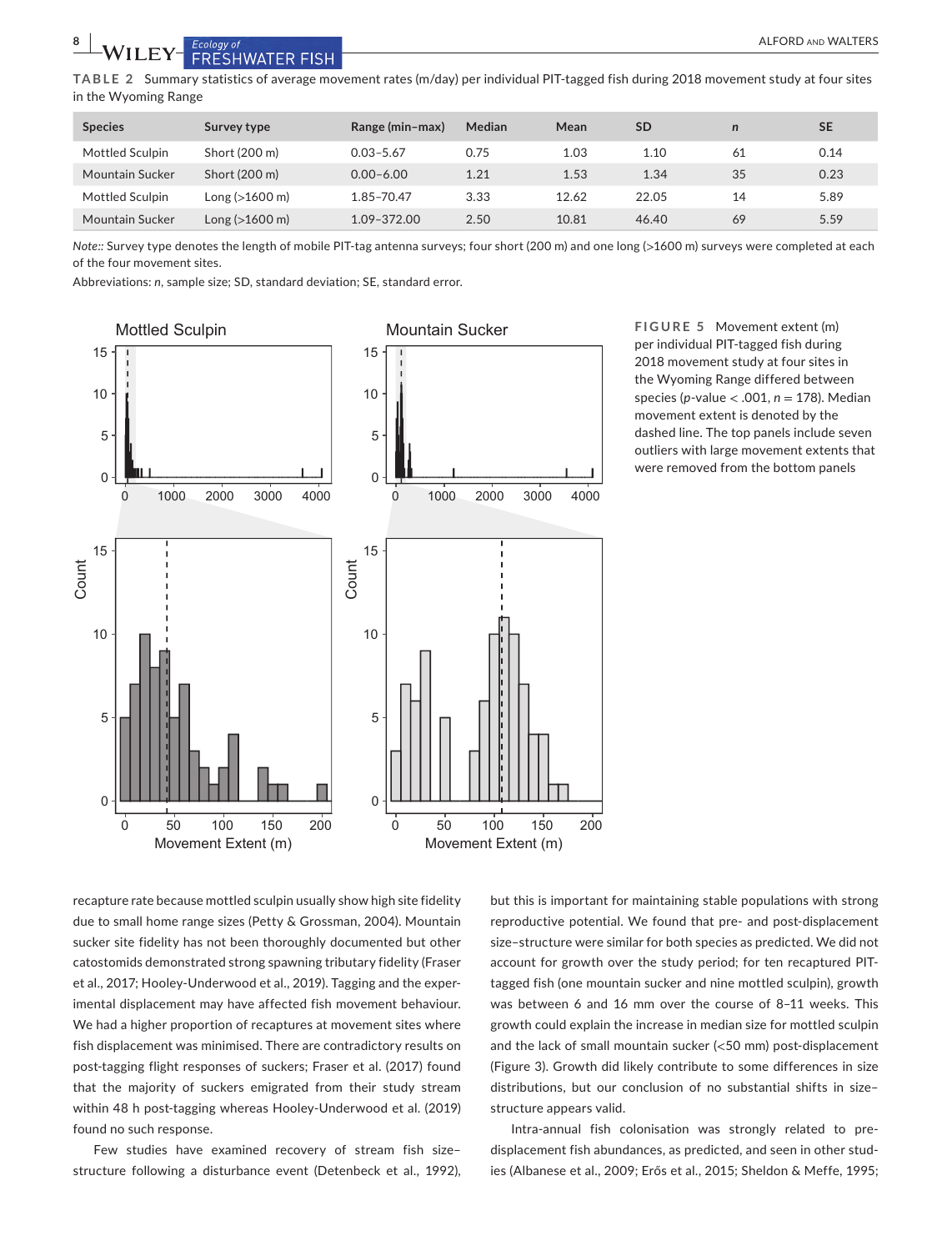**TABLE 2** Summary statistics of average movement rates (m/day) per individual PIT-tagged fish during 2018 movement study at four sites in the Wyoming Range

| Species | Survey type | Range (min–max) | Median | Mean | SD | *n* | SE |
|---|---|---|---|---|---|---|---|
| Mottled Sculpin | Short (200 m) | 0.03–5.67 | 0.75 | 1.03 | 1.10 | 61 | 0.14 |
| Mountain Sucker | Short (200 m) | 0.00–6.00 | 1.21 | 1.53 | 1.34 | 35 | 0.23 |
| Mottled Sculpin | Long (>1600 m) | 1.85–70.47 | 3.33 | 12.62 | 22.05 | 14 | 5.89 |
| Mountain Sucker | Long (>1600 m) | 1.09–372.00 | 2.50 | 10.81 | 46.40 | 69 | 5.59 |

*Note:*: Survey type denotes the length of mobile PIT-tag antenna surveys; four short (200 m) and one long (>1600 m) surveys were completed at each of the four movement sites.

Abbreviations: *n*, sample size; SD, standard deviation; SE, standard error.

**FIGURE 5** Movement extent (m) per individual PIT-tagged fish during 2018 movement study at four sites in the Wyoming Range differed between species (*p*-value < .001, *n* = 178). Median movement extent is denoted by the dashed line. The top panels include seven outliers with large movement extents that were removed from the bottom panels

recapture rate because mottled sculpin usually show high site fidelity due to small home range sizes (Petty & Grossman, 2004). Mountain sucker site fidelity has not been thoroughly documented but other catostomids demonstrated strong spawning tributary fidelity (Fraser et al., 2017; Hooley-Underwood et al., 2019). Tagging and the experimental displacement may have affected fish movement behaviour. We had a higher proportion of recaptures at movement sites where fish displacement was minimised. There are contradictory results on post-tagging flight responses of suckers; Fraser et al. (2017) found that the majority of suckers emigrated from their study stream within 48 h post-tagging whereas Hooley-Underwood et al. (2019) found no such response.

Few studies have examined recovery of stream fish size–structure following a disturbance event (Detenbeck et al., 1992), but this is important for maintaining stable populations with strong reproductive potential. We found that pre- and post-displacement size–structure were similar for both species as predicted. We did not account for growth over the study period; for ten recaptured PIT-tagged fish (one mountain sucker and nine mottled sculpin), growth was between 6 and 16 mm over the course of 8–11 weeks. This growth could explain the increase in median size for mottled sculpin and the lack of small mountain sucker (<50 mm) post-displacement (Figure 3). Growth did likely contribute to some differences in size distributions, but our conclusion of no substantial shifts in size–structure appears valid.

Intra-annual fish colonisation was strongly related to pre-displacement fish abundances, as predicted, and seen in other studies (Albanese et al., 2009; Erős et al., 2015; Sheldon & Meffe, 1995;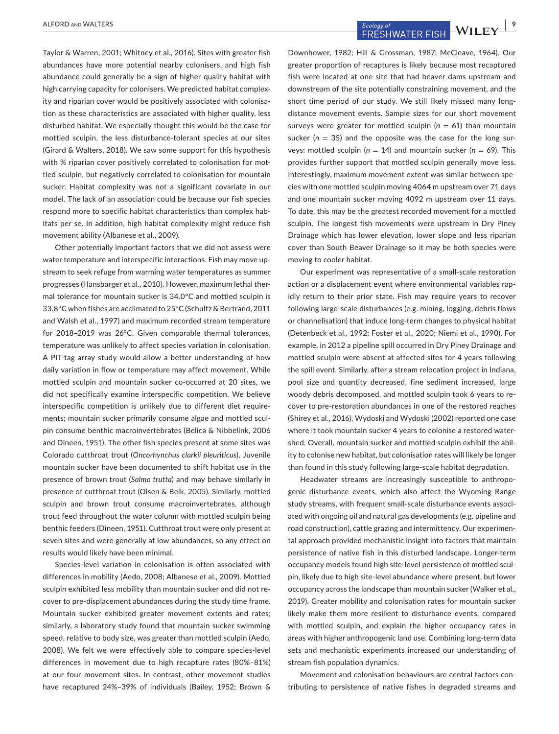Taylor & Warren, 2001; Whitney et al., 2016). Sites with greater fish abundances have more potential nearby colonisers, and high fish abundance could generally be a sign of higher quality habitat with high carrying capacity for colonisers. We predicted habitat complexity and riparian cover would be positively associated with colonisation as these characteristics are associated with higher quality, less disturbed habitat. We especially thought this would be the case for mottled sculpin, the less disturbance-tolerant species at our sites (Girard & Walters, 2018). We saw some support for this hypothesis with % riparian cover positively correlated to colonisation for mottled sculpin, but negatively correlated to colonisation for mountain sucker. Habitat complexity was not a significant covariate in our model. The lack of an association could be because our fish species respond more to specific habitat characteristics than complex habitats per se. In addition, high habitat complexity might reduce fish movement ability (Albanese et al., 2009).

Other potentially important factors that we did not assess were water temperature and interspecific interactions. Fish may move upstream to seek refuge from warming water temperatures as summer progresses (Hansbarger et al., 2010). However, maximum lethal thermal tolerance for mountain sucker is 34.0°C and mottled sculpin is 33.8°C when fishes are acclimated to 25°C (Schultz & Bertrand, 2011 and Walsh et al., 1997) and maximum recorded stream temperature for 2018–2019 was 26°C. Given comparable thermal tolerances, temperature was unlikely to affect species variation in colonisation. A PIT-tag array study would allow a better understanding of how daily variation in flow or temperature may affect movement. While mottled sculpin and mountain sucker co-occurred at 20 sites, we did not specifically examine interspecific competition. We believe interspecific competition is unlikely due to different diet requirements; mountain sucker primarily consume algae and mottled sculpin consume benthic macroinvertebrates (Belica & Nibbelink, 2006 and Dineen, 1951). The other fish species present at some sites was Colorado cutthroat trout (*Oncorhynchus clarkii pleuriticus*). Juvenile mountain sucker have been documented to shift habitat use in the presence of brown trout (*Salmo trutta*) and may behave similarly in presence of cutthroat trout (Olsen & Belk, 2005). Similarly, mottled sculpin and brown trout consume macroinvertebrates, although trout feed throughout the water column with mottled sculpin being benthic feeders (Dineen, 1951). Cutthroat trout were only present at seven sites and were generally at low abundances, so any effect on results would likely have been minimal.

Species-level variation in colonisation is often associated with differences in mobility (Aedo, 2008; Albanese et al., 2009). Mottled sculpin exhibited less mobility than mountain sucker and did not recover to pre-displacement abundances during the study time frame. Mountain sucker exhibited greater movement extents and rates; similarly, a laboratory study found that mountain sucker swimming speed, relative to body size, was greater than mottled sculpin (Aedo, 2008). We felt we were effectively able to compare species-level differences in movement due to high recapture rates (80%–81%) at our four movement sites. In contrast, other movement studies have recaptured 24%–39% of individuals (Bailey, 1952; Brown & Downhower, 1982; Hill & Grossman, 1987; McCleave, 1964). Our greater proportion of recaptures is likely because most recaptured fish were located at one site that had beaver dams upstream and downstream of the site potentially constraining movement, and the short time period of our study. We still likely missed many long-distance movement events. Sample sizes for our short movement surveys were greater for mottled sculpin ($n = 61$) than mountain sucker ($n = 35$) and the opposite was the case for the long surveys: mottled sculpin ($n = 14$) and mountain sucker ($n = 69$). This provides further support that mottled sculpin generally move less. Interestingly, maximum movement extent was similar between species with one mottled sculpin moving 4064 m upstream over 71 days and one mountain sucker moving 4092 m upstream over 11 days. To date, this may be the greatest recorded movement for a mottled sculpin. The longest fish movements were upstream in Dry Piney Drainage which has lower elevation, lower slope and less riparian cover than South Beaver Drainage so it may be both species were moving to cooler habitat.

Our experiment was representative of a small-scale restoration action or a displacement event where environmental variables rapidly return to their prior state. Fish may require years to recover following large-scale disturbances (e.g. mining, logging, debris flows or channelisation) that induce long-term changes to physical habitat (Detenbeck et al., 1992; Foster et al., 2020; Niemi et al., 1990). For example, in 2012 a pipeline spill occurred in Dry Piney Drainage and mottled sculpin were absent at affected sites for 4 years following the spill event. Similarly, after a stream relocation project in Indiana, pool size and quantity decreased, fine sediment increased, large woody debris decomposed, and mottled sculpin took 6 years to recover to pre-restoration abundances in one of the restored reaches (Shirey et al., 2016). Wydoski and Wydoski (2002) reported one case where it took mountain sucker 4 years to colonise a restored watershed. Overall, mountain sucker and mottled sculpin exhibit the ability to colonise new habitat, but colonisation rates will likely be longer than found in this study following large-scale habitat degradation.

Headwater streams are increasingly susceptible to anthropogenic disturbance events, which also affect the Wyoming Range study streams, with frequent small-scale disturbance events associated with ongoing oil and natural gas developments (e.g. pipeline and road construction), cattle grazing and intermittency. Our experimental approach provided mechanistic insight into factors that maintain persistence of native fish in this disturbed landscape. Longer-term occupancy models found high site-level persistence of mottled sculpin, likely due to high site-level abundance where present, but lower occupancy across the landscape than mountain sucker (Walker et al., 2019). Greater mobility and colonisation rates for mountain sucker likely make them more resilient to disturbance events, compared with mottled sculpin, and explain the higher occupancy rates in areas with higher anthropogenic land use. Combining long-term data sets and mechanistic experiments increased our understanding of stream fish population dynamics.

Movement and colonisation behaviours are central factors contributing to persistence of native fishes in degraded streams and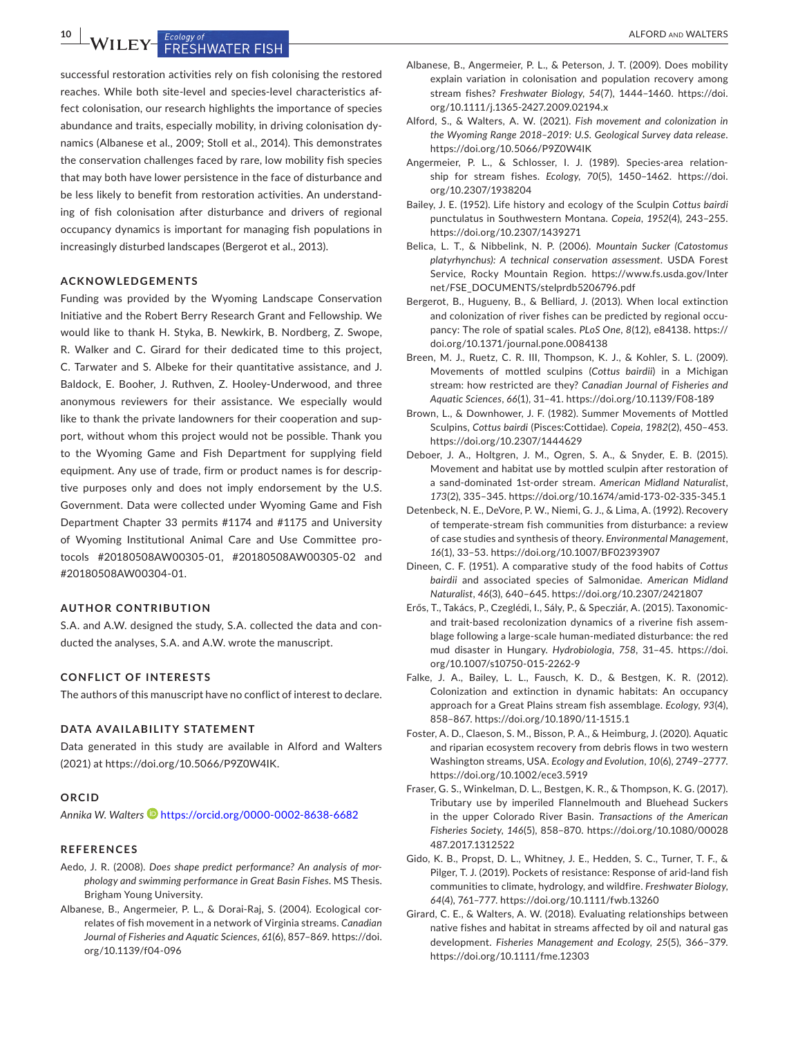successful restoration activities rely on fish colonising the restored reaches. While both site-level and species-level characteristics affect colonisation, our research highlights the importance of species abundance and traits, especially mobility, in driving colonisation dynamics (Albanese et al., 2009; Stoll et al., 2014). This demonstrates the conservation challenges faced by rare, low mobility fish species that may both have lower persistence in the face of disturbance and be less likely to benefit from restoration activities. An understanding of fish colonisation after disturbance and drivers of regional occupancy dynamics is important for managing fish populations in increasingly disturbed landscapes (Bergerot et al., 2013).

## ACKNOWLEDGEMENTS

Funding was provided by the Wyoming Landscape Conservation Initiative and the Robert Berry Research Grant and Fellowship. We would like to thank H. Styka, B. Newkirk, B. Nordberg, Z. Swope, R. Walker and C. Girard for their dedicated time to this project, C. Tarwater and S. Albeke for their quantitative assistance, and J. Baldock, E. Booher, J. Ruthven, Z. Hooley-Underwood, and three anonymous reviewers for their assistance. We especially would like to thank the private landowners for their cooperation and support, without whom this project would not be possible. Thank you to the Wyoming Game and Fish Department for supplying field equipment. Any use of trade, firm or product names is for descriptive purposes only and does not imply endorsement by the U.S. Government. Data were collected under Wyoming Game and Fish Department Chapter 33 permits #1174 and #1175 and University of Wyoming Institutional Animal Care and Use Committee protocols #20180508AW00305-01, #20180508AW00305-02 and #20180508AW00304-01.

## AUTHOR CONTRIBUTION

S.A. and A.W. designed the study, S.A. collected the data and conducted the analyses, S.A. and A.W. wrote the manuscript.

## CONFLICT OF INTERESTS

The authors of this manuscript have no conflict of interest to declare.

## DATA AVAILABILITY STATEMENT

Data generated in this study are available in Alford and Walters (2021) at https://doi.org/10.5066/P9Z0W4IK.

## ORCID

*Annika W. Walters* https://orcid.org/0000-0002-8638-6682

## REFERENCES

Aedo, J. R. (2008). *Does shape predict performance? An analysis of morphology and swimming performance in Great Basin Fishes*. MS Thesis. Brigham Young University.

Albanese, B., Angermeier, P. L., & Dorai-Raj, S. (2004). Ecological correlates of fish movement in a network of Virginia streams. *Canadian Journal of Fisheries and Aquatic Sciences*, *61*(6), 857–869. https://doi.org/10.1139/f04-096

Albanese, B., Angermeier, P. L., & Peterson, J. T. (2009). Does mobility explain variation in colonisation and population recovery among stream fishes? *Freshwater Biology*, *54*(7), 1444–1460. https://doi.org/10.1111/j.1365-2427.2009.02194.x

Alford, S., & Walters, A. W. (2021). *Fish movement and colonization in the Wyoming Range 2018–2019: U.S. Geological Survey data release*. https://doi.org/10.5066/P9Z0W4IK

Angermeier, P. L., & Schlosser, I. J. (1989). Species-area relationship for stream fishes. *Ecology*, *70*(5), 1450–1462. https://doi.org/10.2307/1938204

Bailey, J. E. (1952). Life history and ecology of the Sculpin *Cottus bairdi punctulatus* in Southwestern Montana. *Copeia*, *1952*(4), 243–255. https://doi.org/10.2307/1439271

Belica, L. T., & Nibbelink, N. P. (2006). *Mountain Sucker (Catostomus platyrhynchus): A technical conservation assessment*. USDA Forest Service, Rocky Mountain Region. https://www.fs.usda.gov/Internet/FSE_DOCUMENTS/stelprdb5206796.pdf

Bergerot, B., Hugueny, B., & Belliard, J. (2013). When local extinction and colonization of river fishes can be predicted by regional occupancy: The role of spatial scales. *PLoS One*, *8*(12), e84138. https://doi.org/10.1371/journal.pone.0084138

Breen, M. J., Ruetz, C. R. III, Thompson, K. J., & Kohler, S. L. (2009). Movements of mottled sculpins (*Cottus bairdii*) in a Michigan stream: how restricted are they? *Canadian Journal of Fisheries and Aquatic Sciences*, *66*(1), 31–41. https://doi.org/10.1139/F08-189

Brown, L., & Downhower, J. F. (1982). Summer Movements of Mottled Sculpins, *Cottus bairdi* (Pisces:Cottidae). *Copeia*, *1982*(2), 450–453. https://doi.org/10.2307/1444629

Deboer, J. A., Holtgren, J. M., Ogren, S. A., & Snyder, E. B. (2015). Movement and habitat use by mottled sculpin after restoration of a sand-dominated 1st-order stream. *American Midland Naturalist*, *173*(2), 335–345. https://doi.org/10.1674/amid-173-02-335-345.1

Detenbeck, N. E., DeVore, P. W., Niemi, G. J., & Lima, A. (1992). Recovery of temperate-stream fish communities from disturbance: a review of case studies and synthesis of theory. *Environmental Management*, *16*(1), 33–53. https://doi.org/10.1007/BF02393907

Dineen, C. F. (1951). A comparative study of the food habits of *Cottus bairdii* and associated species of Salmonidae. *American Midland Naturalist*, *46*(3), 640–645. https://doi.org/10.2307/2421807

Erős, T., Takács, P., Czeglédi, I., Sály, P., & Specziár, A. (2015). Taxonomic- and trait-based recolonization dynamics of a riverine fish assemblage following a large-scale human-mediated disturbance: the red mud disaster in Hungary. *Hydrobiologia*, *758*, 31–45. https://doi.org/10.1007/s10750-015-2262-9

Falke, J. A., Bailey, L. L., Fausch, K. D., & Bestgen, K. R. (2012). Colonization and extinction in dynamic habitats: An occupancy approach for a Great Plains stream fish assemblage. *Ecology*, *93*(4), 858–867. https://doi.org/10.1890/11-1515.1

Foster, A. D., Claeson, S. M., Bisson, P. A., & Heimburg, J. (2020). Aquatic and riparian ecosystem recovery from debris flows in two western Washington streams, USA. *Ecology and Evolution*, *10*(6), 2749–2777. https://doi.org/10.1002/ece3.5919

Fraser, G. S., Winkelman, D. L., Bestgen, K. R., & Thompson, K. G. (2017). Tributary use by imperiled Flannelmouth and Bluehead Suckers in the upper Colorado River Basin. *Transactions of the American Fisheries Society*, *146*(5), 858–870. https://doi.org/10.1080/00028487.2017.1312522

Gido, K. B., Propst, D. L., Whitney, J. E., Hedden, S. C., Turner, T. F., & Pilger, T. J. (2019). Pockets of resistance: Response of arid-land fish communities to climate, hydrology, and wildfire. *Freshwater Biology*, *64*(4), 761–777. https://doi.org/10.1111/fwb.13260

Girard, C. E., & Walters, A. W. (2018). Evaluating relationships between native fishes and habitat in streams affected by oil and natural gas development. *Fisheries Management and Ecology*, *25*(5), 366–379. https://doi.org/10.1111/fme.12303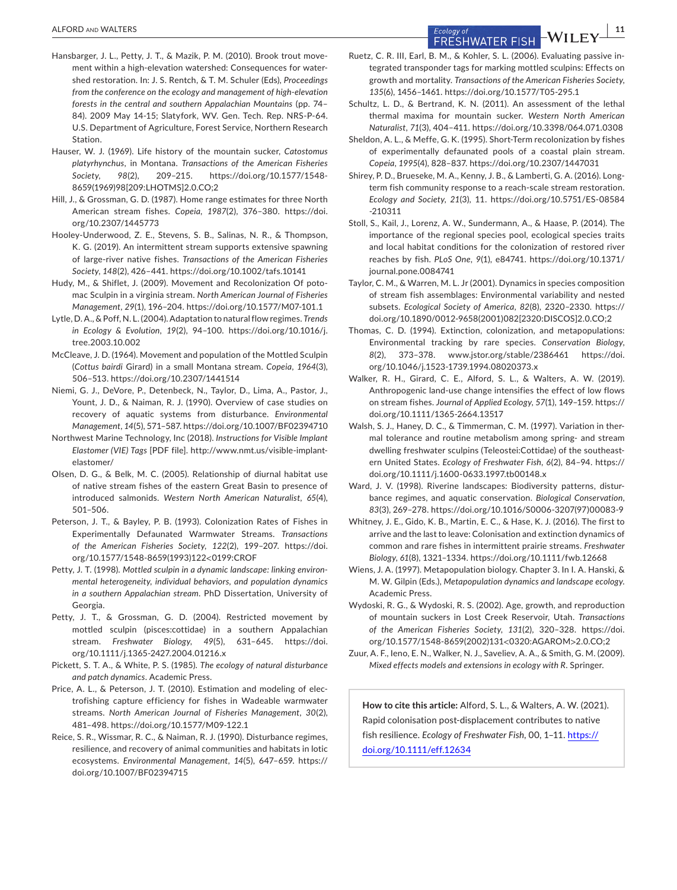Hansbarger, J. L., Petty, J. T., & Mazik, P. M. (2010). Brook trout movement within a high-elevation watershed: Consequences for watershed restoration. In: J. S. Rentch, & T. M. Schuler (Eds), *Proceedings from the conference on the ecology and management of high-elevation forests in the central and southern Appalachian Mountains* (pp. 74–84). 2009 May 14-15; Slatyfork, WV. Gen. Tech. Rep. NRS-P-64. U.S. Department of Agriculture, Forest Service, Northern Research Station.

Hauser, W. J. (1969). Life history of the mountain sucker, *Catostomus platyrhynchus*, in Montana. *Transactions of the American Fisheries Society*, *98*(2), 209–215. https://doi.org/10.1577/1548-8659(1969)98[209:LHOTMS]2.0.CO;2

Hill, J., & Grossman, G. D. (1987). Home range estimates for three North American stream fishes. *Copeia*, *1987*(2), 376–380. https://doi.org/10.2307/1445773

Hooley-Underwood, Z. E., Stevens, S. B., Salinas, N. R., & Thompson, K. G. (2019). An intermittent stream supports extensive spawning of large-river native fishes. *Transactions of the American Fisheries Society*, *148*(2), 426–441. https://doi.org/10.1002/tafs.10141

Hudy, M., & Shiflet, J. (2009). Movement and Recolonization Of potomac Sculpin in a virginia stream. *North American Journal of Fisheries Management*, *29*(1), 196–204. https://doi.org/10.1577/M07-101.1

Lytle, D. A., & Poff, N. L. (2004). Adaptation to natural flow regimes. *Trends in Ecology & Evolution*, *19*(2), 94–100. https://doi.org/10.1016/j.tree.2003.10.002

McCleave, J. D. (1964). Movement and population of the Mottled Sculpin (*Cottus bairdi* Girard) in a small Montana stream. *Copeia*, *1964*(3), 506–513. https://doi.org/10.2307/1441514

Niemi, G. J., DeVore, P., Detenbeck, N., Taylor, D., Lima, A., Pastor, J., Yount, J. D., & Naiman, R. J. (1990). Overview of case studies on recovery of aquatic systems from disturbance. *Environmental Management*, *14*(5), 571–587. https://doi.org/10.1007/BF02394710

Northwest Marine Technology, Inc (2018). *Instructions for Visible Implant Elastomer (VIE) Tags* [PDF file]. http://www.nmt.us/visible-implant-elastomer/

Olsen, D. G., & Belk, M. C. (2005). Relationship of diurnal habitat use of native stream fishes of the eastern Great Basin to presence of introduced salmonids. *Western North American Naturalist*, *65*(4), 501–506.

Peterson, J. T., & Bayley, P. B. (1993). Colonization Rates of Fishes in Experimentally Defaunated Warmwater Streams. *Transactions of the American Fisheries Society*, *122*(2), 199–207. https://doi.org/10.1577/1548-8659(1993)122<0199:CROF

Petty, J. T. (1998). *Mottled sculpin in a dynamic landscape: linking environmental heterogeneity, individual behaviors, and population dynamics in a southern Appalachian stream*. PhD Dissertation, University of Georgia.

Petty, J. T., & Grossman, G. D. (2004). Restricted movement by mottled sculpin (pisces:cottidae) in a southern Appalachian stream. *Freshwater Biology*, *49*(5), 631–645. https://doi.org/10.1111/j.1365-2427.2004.01216.x

Pickett, S. T. A., & White, P. S. (1985). *The ecology of natural disturbance and patch dynamics*. Academic Press.

Price, A. L., & Peterson, J. T. (2010). Estimation and modeling of electrofishing capture efficiency for fishes in Wadeable warmwater streams. *North American Journal of Fisheries Management*, *30*(2), 481–498. https://doi.org/10.1577/M09-122.1

Reice, S. R., Wissmar, R. C., & Naiman, R. J. (1990). Disturbance regimes, resilience, and recovery of animal communities and habitats in lotic ecosystems. *Environmental Management*, *14*(5), 647–659. https://doi.org/10.1007/BF02394715

Ruetz, C. R. III, Earl, B. M., & Kohler, S. L. (2006). Evaluating passive integrated transponder tags for marking mottled sculpins: Effects on growth and mortality. *Transactions of the American Fisheries Society*, *135*(6), 1456–1461. https://doi.org/10.1577/T05-295.1

Schultz, L. D., & Bertrand, K. N. (2011). An assessment of the lethal thermal maxima for mountain sucker. *Western North American Naturalist*, *71*(3), 404–411. https://doi.org/10.3398/064.071.0308

Sheldon, A. L., & Meffe, G. K. (1995). Short-Term recolonization by fishes of experimentally defaunated pools of a coastal plain stream. *Copeia*, *1995*(4), 828–837. https://doi.org/10.2307/1447031

Shirey, P. D., Brueseke, M. A., Kenny, J. B., & Lamberti, G. A. (2016). Long-term fish community response to a reach-scale stream restoration. *Ecology and Society*, *21*(3), 11. https://doi.org/10.5751/ES-08584-210311

Stoll, S., Kail, J., Lorenz, A. W., Sundermann, A., & Haase, P. (2014). The importance of the regional species pool, ecological species traits and local habitat conditions for the colonization of restored river reaches by fish. *PLoS One*, *9*(1), e84741. https://doi.org/10.1371/journal.pone.0084741

Taylor, C. M., & Warren, M. L. Jr (2001). Dynamics in species composition of stream fish assemblages: Environmental variability and nested subsets. *Ecological Society of America*, *82*(8), 2320–2330. https://doi.org/10.1890/0012-9658(2001)082[2320:DISCOS]2.0.CO;2

Thomas, C. D. (1994). Extinction, colonization, and metapopulations: Environmental tracking by rare species. *Conservation Biology*, *8*(2), 373–378. www.jstor.org/stable/2386461 https://doi.org/10.1046/j.1523-1739.1994.08020373.x

Walker, R. H., Girard, C. E., Alford, S. L., & Walters, A. W. (2019). Anthropogenic land-use change intensifies the effect of low flows on stream fishes. *Journal of Applied Ecology*, *57*(1), 149–159. https://doi.org/10.1111/1365-2664.13517

Walsh, S. J., Haney, D. C., & Timmerman, C. M. (1997). Variation in thermal tolerance and routine metabolism among spring- and stream dwelling freshwater sculpins (Teleostei:Cottidae) of the southeastern United States. *Ecology of Freshwater Fish*, *6*(2), 84–94. https://doi.org/10.1111/j.1600-0633.1997.tb00148.x

Ward, J. V. (1998). Riverine landscapes: Biodiversity patterns, disturbance regimes, and aquatic conservation. *Biological Conservation*, *83*(3), 269–278. https://doi.org/10.1016/S0006-3207(97)00083-9

Whitney, J. E., Gido, K. B., Martin, E. C., & Hase, K. J. (2016). The first to arrive and the last to leave: Colonisation and extinction dynamics of common and rare fishes in intermittent prairie streams. *Freshwater Biology*, *61*(8), 1321–1334. https://doi.org/10.1111/fwb.12668

Wiens, J. A. (1997). Metapopulation biology. Chapter 3. In I. A. Hanski, & M. W. Gilpin (Eds.), *Metapopulation dynamics and landscape ecology*. Academic Press.

Wydoski, R. G., & Wydoski, R. S. (2002). Age, growth, and reproduction of mountain suckers in Lost Creek Reservoir, Utah. *Transactions of the American Fisheries Society*, *131*(2), 320–328. https://doi.org/10.1577/1548-8659(2002)131<0320:AGAROM>2.0.CO;2

Zuur, A. F., Ieno, E. N., Walker, N. J., Saveliev, A. A., & Smith, G. M. (2009). *Mixed effects models and extensions in ecology with R*. Springer.

**How to cite this article:** Alford, S. L., & Walters, A. W. (2021). Rapid colonisation post-displacement contributes to native fish resilience. *Ecology of Freshwater Fish*, 00, 1–11. https://doi.org/10.1111/eff.12634